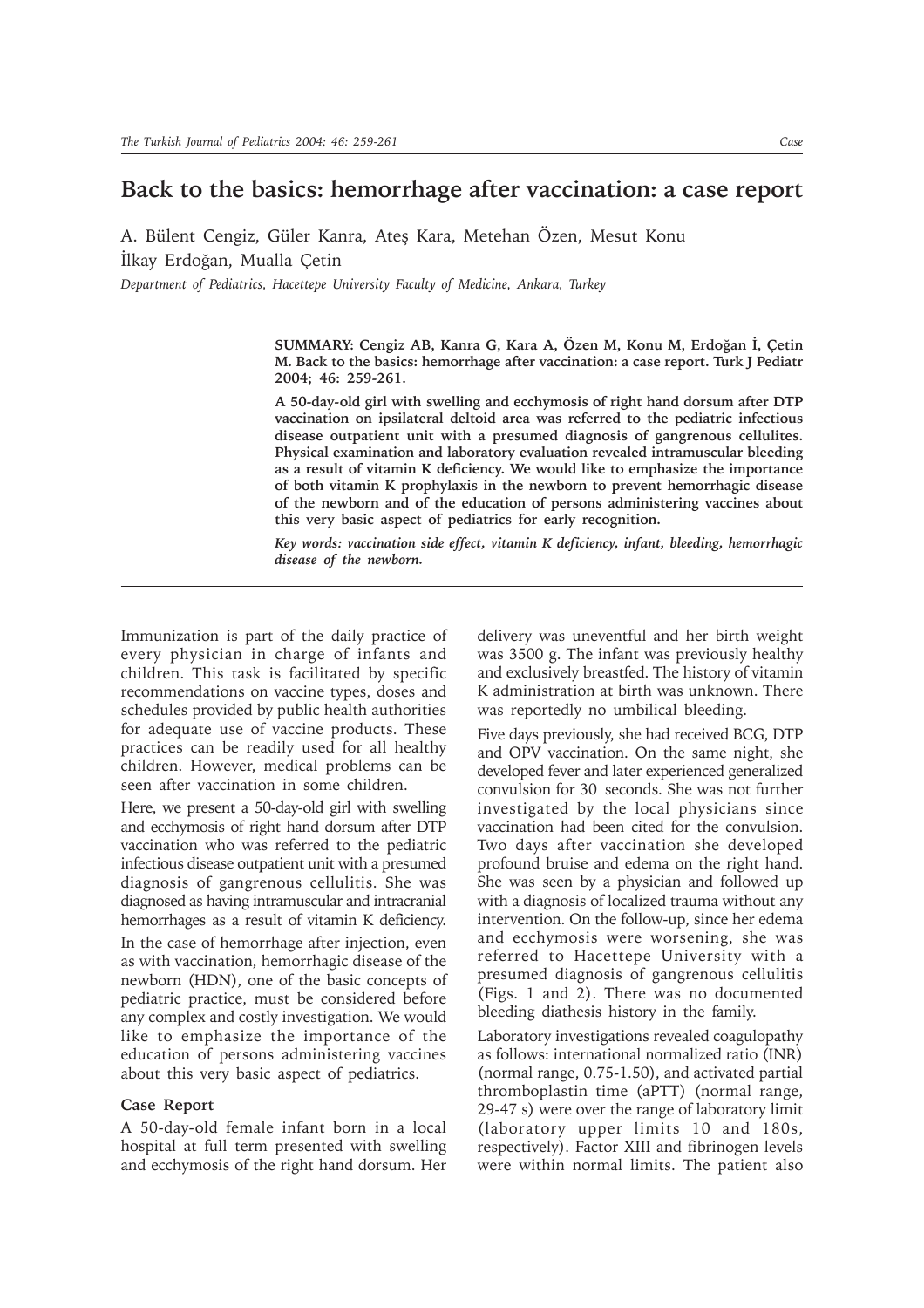# Back to the basics: hemorrhage after vaccination: a case report

A. Bülent Cengiz, Güler Kanra, Ateş Kara, Metehan Özen, Mesut Konu
İlkay Erdoğan, Mualla Çetin

*Department of Pediatrics, Hacettepe University Faculty of Medicine, Ankara, Turkey*

**SUMMARY: Cengiz AB, Kanra G, Kara A, Özen M, Konu M, Erdoğan İ, Çetin M. Back to the basics: hemorrhage after vaccination: a case report. Turk J Pediatr 2004; 46: 259-261.**

**A 50-day-old girl with swelling and ecchymosis of right hand dorsum after DTP vaccination on ipsilateral deltoid area was referred to the pediatric infectious disease outpatient unit with a presumed diagnosis of gangrenous cellulites. Physical examination and laboratory evaluation revealed intramuscular bleeding as a result of vitamin K deficiency. We would like to emphasize the importance of both vitamin K prophylaxis in the newborn to prevent hemorrhagic disease of the newborn and of the education of persons administering vaccines about this very basic aspect of pediatrics for early recognition.**

***Key words: vaccination side effect, vitamin K deficiency, infant, bleeding, hemorrhagic disease of the newborn.***

Immunization is part of the daily practice of every physician in charge of infants and children. This task is facilitated by specific recommendations on vaccine types, doses and schedules provided by public health authorities for adequate use of vaccine products. These practices can be readily used for all healthy children. However, medical problems can be seen after vaccination in some children.

Here, we present a 50-day-old girl with swelling and ecchymosis of right hand dorsum after DTP vaccination who was referred to the pediatric infectious disease outpatient unit with a presumed diagnosis of gangrenous cellulitis. She was diagnosed as having intramuscular and intracranial hemorrhages as a result of vitamin K deficiency.

In the case of hemorrhage after injection, even as with vaccination, hemorrhagic disease of the newborn (HDN), one of the basic concepts of pediatric practice, must be considered before any complex and costly investigation. We would like to emphasize the importance of the education of persons administering vaccines about this very basic aspect of pediatrics.

## Case Report

A 50-day-old female infant born in a local hospital at full term presented with swelling and ecchymosis of the right hand dorsum. Her delivery was uneventful and her birth weight was 3500 g. The infant was previously healthy and exclusively breastfed. The history of vitamin K administration at birth was unknown. There was reportedly no umbilical bleeding.

Five days previously, she had received BCG, DTP and OPV vaccination. On the same night, she developed fever and later experienced generalized convulsion for 30 seconds. She was not further investigated by the local physicians since vaccination had been cited for the convulsion. Two days after vaccination she developed profound bruise and edema on the right hand. She was seen by a physician and followed up with a diagnosis of localized trauma without any intervention. On the follow-up, since her edema and ecchymosis were worsening, she was referred to Hacettepe University with a presumed diagnosis of gangrenous cellulitis (Figs. 1 and 2). There was no documented bleeding diathesis history in the family.

Laboratory investigations revealed coagulopathy as follows: international normalized ratio (INR) (normal range, 0.75-1.50), and activated partial thromboplastin time (aPTT) (normal range, 29-47 s) were over the range of laboratory limit (laboratory upper limits 10 and 180s, respectively). Factor XIII and fibrinogen levels were within normal limits. The patient also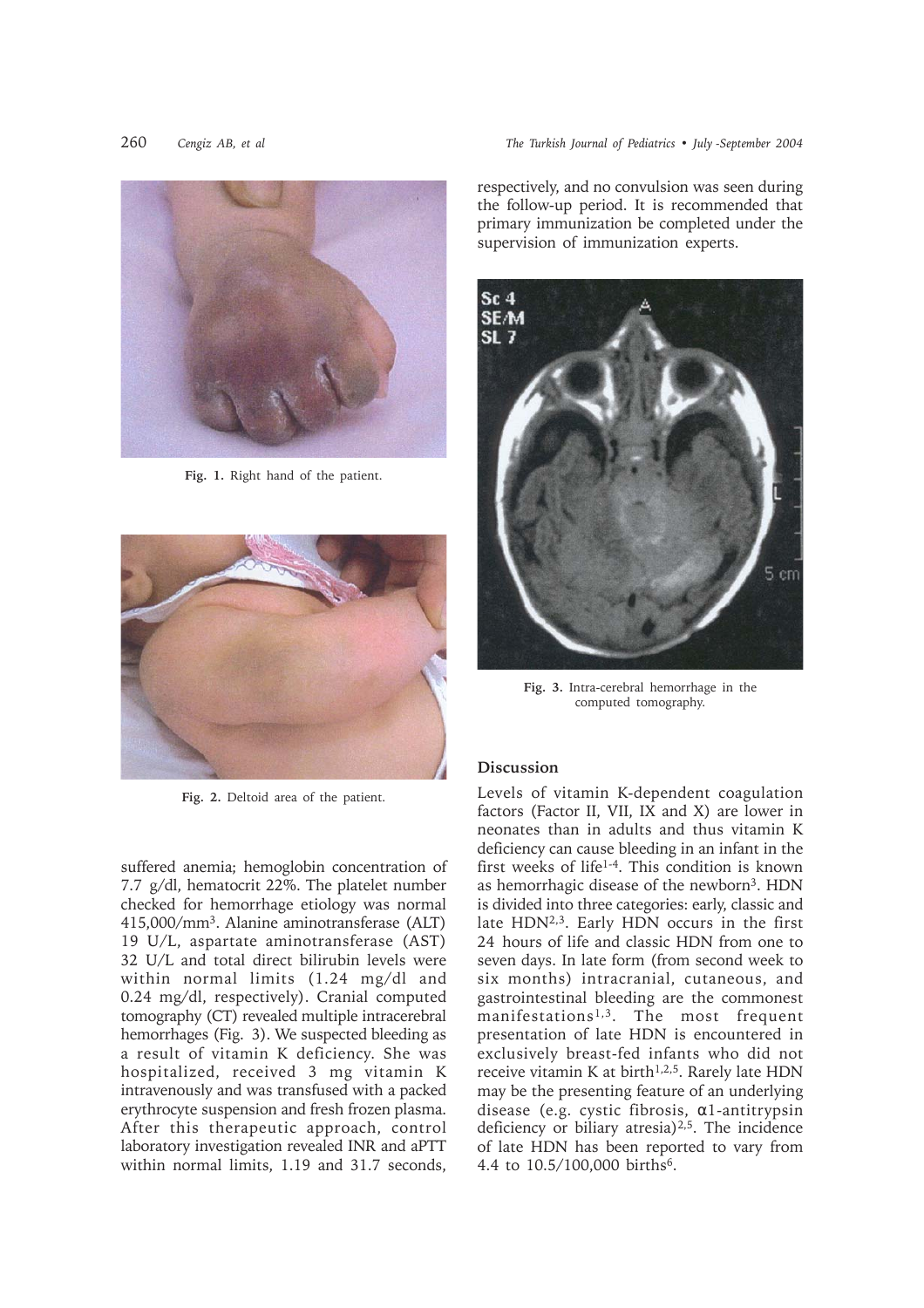Fig. 1. Right hand of the patient.

Fig. 2. Deltoid area of the patient.

suffered anemia; hemoglobin concentration of 7.7 g/dl, hematocrit 22%. The platelet number checked for hemorrhage etiology was normal 415,000/mm[3]. Alanine aminotransferase (ALT) 19 U/L, aspartate aminotransferase (AST) 32 U/L and total direct bilirubin levels were within normal limits (1.24 mg/dl and 0.24 mg/dl, respectively). Cranial computed tomography (CT) revealed multiple intracerebral hemorrhages (Fig. 3). We suspected bleeding as a result of vitamin K deficiency. She was hospitalized, received 3 mg vitamin K intravenously and was transfused with a packed erythrocyte suspension and fresh frozen plasma. After this therapeutic approach, control laboratory investigation revealed INR and aPTT within normal limits, 1.19 and 31.7 seconds, respectively, and no convulsion was seen during the follow-up period. It is recommended that primary immunization be completed under the supervision of immunization experts.

Fig. 3. Intra-cerebral hemorrhage in the computed tomography.

## Discussion

Levels of vitamin K-dependent coagulation factors (Factor II, VII, IX and X) are lower in neonates than in adults and thus vitamin K deficiency can cause bleeding in an infant in the first weeks of life[1-4]. This condition is known as hemorrhagic disease of the newborn[3]. HDN is divided into three categories: early, classic and late HDN[2,3]. Early HDN occurs in the first 24 hours of life and classic HDN from one to seven days. In late form (from second week to six months) intracranial, cutaneous, and gastrointestinal bleeding are the commonest manifestations[1,3]. The most frequent presentation of late HDN is encountered in exclusively breast-fed infants who did not receive vitamin K at birth[1,2,5]. Rarely late HDN may be the presenting feature of an underlying disease (e.g. cystic fibrosis, $\alpha$1-antitrypsin deficiency or biliary atresia)[2,5]. The incidence of late HDN has been reported to vary from 4.4 to 10.5/100,000 births[6].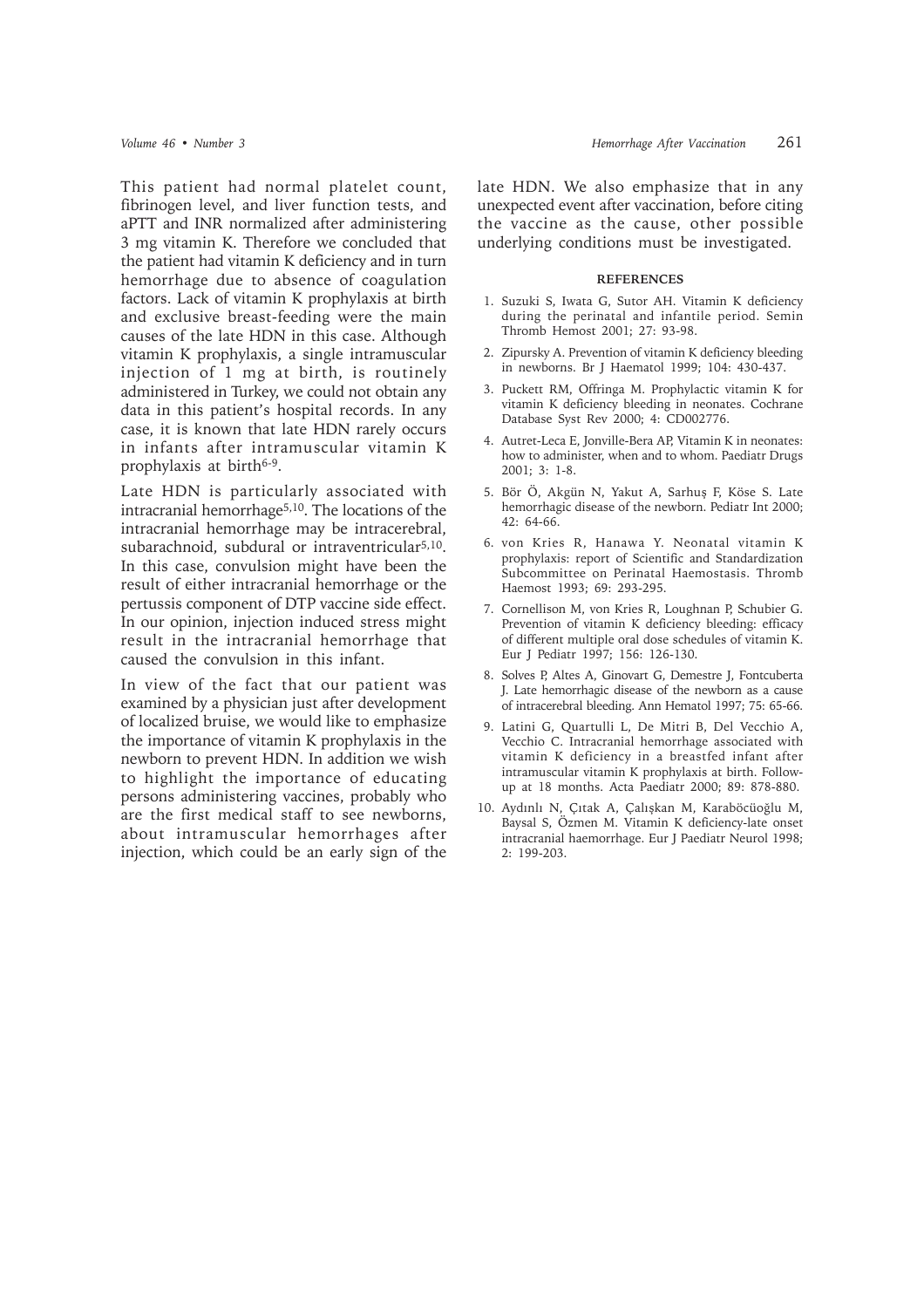This patient had normal platelet count, fibrinogen level, and liver function tests, and aPTT and INR normalized after administering 3 mg vitamin K. Therefore we concluded that the patient had vitamin K deficiency and in turn hemorrhage due to absence of coagulation factors. Lack of vitamin K prophylaxis at birth and exclusive breast-feeding were the main causes of the late HDN in this case. Although vitamin K prophylaxis, a single intramuscular injection of 1 mg at birth, is routinely administered in Turkey, we could not obtain any data in this patient's hospital records. In any case, it is known that late HDN rarely occurs in infants after intramuscular vitamin K prophylaxis at birth[6-9].

Late HDN is particularly associated with intracranial hemorrhage[5,10]. The locations of the intracranial hemorrhage may be intracerebral, subarachnoid, subdural or intraventricular[5,10]. In this case, convulsion might have been the result of either intracranial hemorrhage or the pertussis component of DTP vaccine side effect. In our opinion, injection induced stress might result in the intracranial hemorrhage that caused the convulsion in this infant.

In view of the fact that our patient was examined by a physician just after development of localized bruise, we would like to emphasize the importance of vitamin K prophylaxis in the newborn to prevent HDN. In addition we wish to highlight the importance of educating persons administering vaccines, probably who are the first medical staff to see newborns, about intramuscular hemorrhages after injection, which could be an early sign of the late HDN. We also emphasize that in any unexpected event after vaccination, before citing the vaccine as the cause, other possible underlying conditions must be investigated.

## REFERENCES

1. Suzuki S, Iwata G, Sutor AH. Vitamin K deficiency during the perinatal and infantile period. Semin Thromb Hemost 2001; 27: 93-98.
2. Zipursky A. Prevention of vitamin K deficiency bleeding in newborns. Br J Haematol 1999; 104: 430-437.
3. Puckett RM, Offringa M. Prophylactic vitamin K for vitamin K deficiency bleeding in neonates. Cochrane Database Syst Rev 2000; 4: CD002776.
4. Autret-Leca E, Jonville-Bera AP, Vitamin K in neonates: how to administer, when and to whom. Paediatr Drugs 2001; 3: 1-8.
5. Bör Ö, Akgün N, Yakut A, Sarhuş F, Köse S. Late hemorrhagic disease of the newborn. Pediatr Int 2000; 42: 64-66.
6. von Kries R, Hanawa Y. Neonatal vitamin K prophylaxis: report of Scientific and Standardization Subcommittee on Perinatal Haemostasis. Thromb Haemost 1993; 69: 293-295.
7. Cornellison M, von Kries R, Loughnan P, Schubier G. Prevention of vitamin K deficiency bleeding: efficacy of different multiple oral dose schedules of vitamin K. Eur J Pediatr 1997; 156: 126-130.
8. Solves P, Altes A, Ginovart G, Demestre J, Fontcuberta J. Late hemorrhagic disease of the newborn as a cause of intracerebral bleeding. Ann Hematol 1997; 75: 65-66.
9. Latini G, Quartulli L, De Mitri B, Del Vecchio A, Vecchio C. Intracranial hemorrhage associated with vitamin K deficiency in a breastfed infant after intramuscular vitamin K prophylaxis at birth. Follow-up at 18 months. Acta Paediatr 2000; 89: 878-880.
10. Aydınlı N, Çıtak A, Çalışkan M, Karaböcüoğlu M, Baysal S, Özmen M. Vitamin K deficiency-late onset intracranial haemorrhage. Eur J Paediatr Neurol 1998; 2: 199-203.